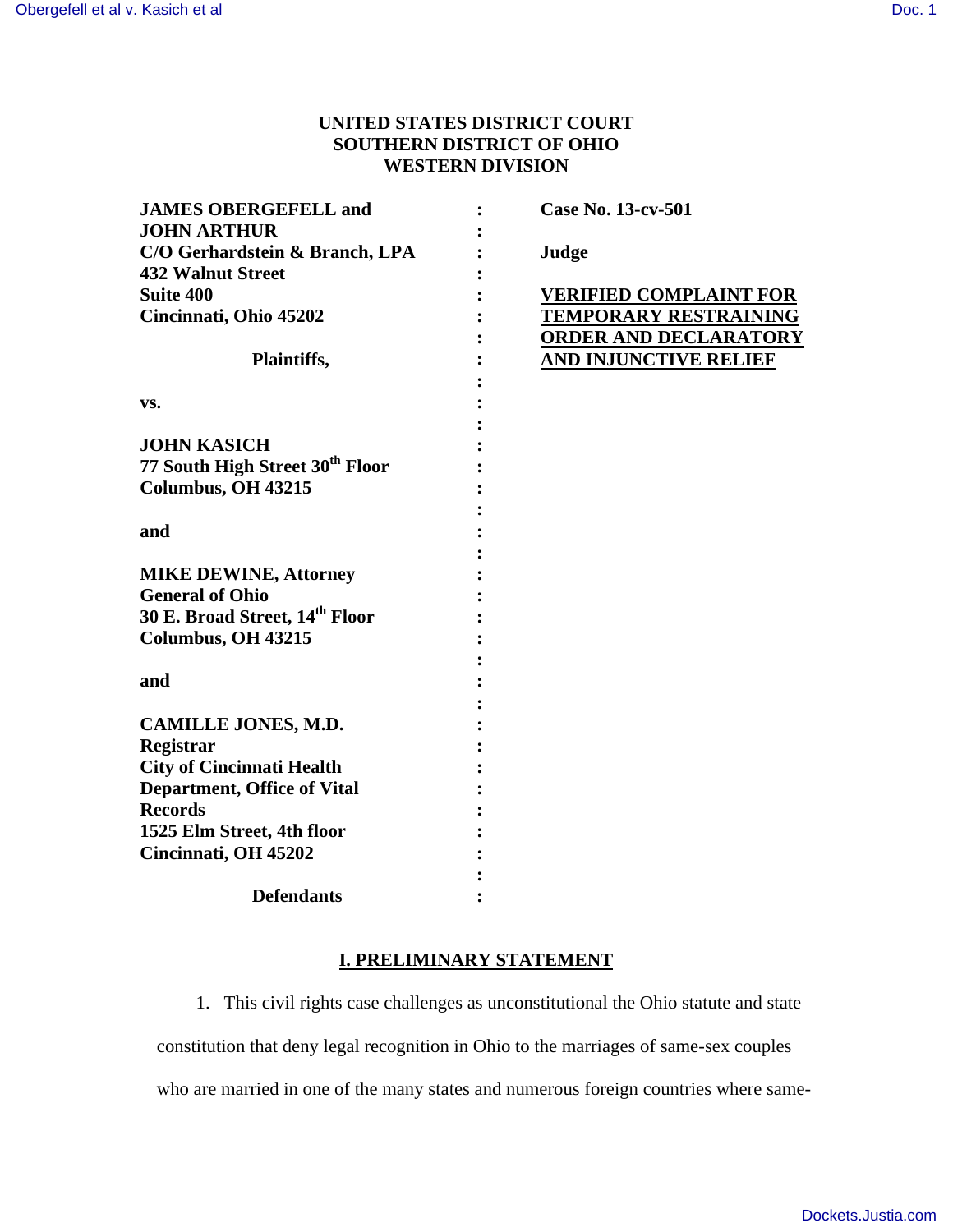# UNITED STATES DISTRICT COURT
# SOUTHERN DISTRICT OF OHIO
# WESTERN DIVISION

| | | |
|---|---|---|
| **JAMES OBERGEFELL and JOHN ARTHUR**<br>**C/O Gerhardstein & Branch, LPA**<br>**432 Walnut Street**<br>**Suite 400**<br>**Cincinnati, Ohio 45202**<br><br>**Plaintiffs,**<br><br>**vs.**<br><br>**JOHN KASICH**<br>**77 South High Street 30th Floor**<br>**Columbus, OH 43215**<br><br>**and**<br><br>**MIKE DEWINE, Attorney General of Ohio**<br>**30 E. Broad Street, 14th Floor**<br>**Columbus, OH 43215**<br><br>**and**<br><br>**CAMILLE JONES, M.D.**<br>**Registrar**<br>**City of Cincinnati Health Department, Office of Vital Records**<br>**1525 Elm Street, 4th floor**<br>**Cincinnati, OH 45202**<br><br>**Defendants** | : | **Case No. 13-cv-501**<br><br>**Judge**<br><br>**<u>VERIFIED COMPLAINT FOR TEMPORARY RESTRAINING ORDER AND DECLARATORY AND INJUNCTIVE RELIEF</u>** |

## I. PRELIMINARY STATEMENT

1. This civil rights case challenges as unconstitutional the Ohio statute and state constitution that deny legal recognition in Ohio to the marriages of same-sex couples who are married in one of the many states and numerous foreign countries where same-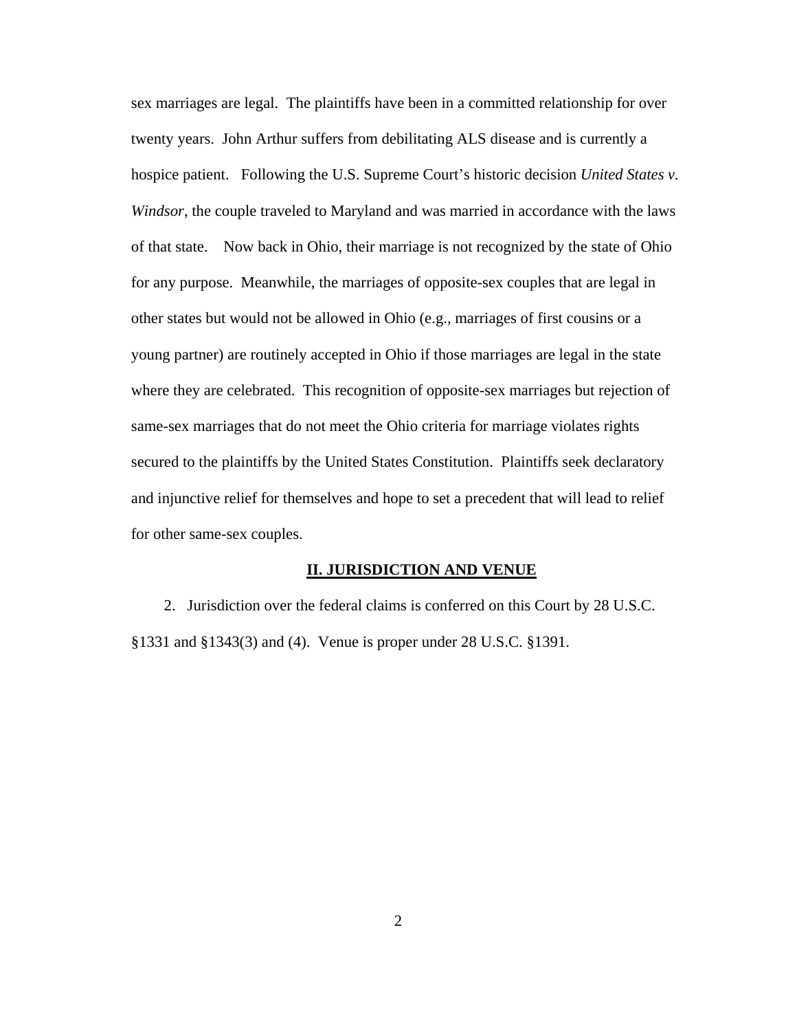sex marriages are legal. The plaintiffs have been in a committed relationship for over twenty years. John Arthur suffers from debilitating ALS disease and is currently a hospice patient. Following the U.S. Supreme Court's historic decision *United States v. Windsor*, the couple traveled to Maryland and was married in accordance with the laws of that state. Now back in Ohio, their marriage is not recognized by the state of Ohio for any purpose. Meanwhile, the marriages of opposite-sex couples that are legal in other states but would not be allowed in Ohio (e.g., marriages of first cousins or a young partner) are routinely accepted in Ohio if those marriages are legal in the state where they are celebrated. This recognition of opposite-sex marriages but rejection of same-sex marriages that do not meet the Ohio criteria for marriage violates rights secured to the plaintiffs by the United States Constitution. Plaintiffs seek declaratory and injunctive relief for themselves and hope to set a precedent that will lead to relief for other same-sex couples.

## II. JURISDICTION AND VENUE

2. Jurisdiction over the federal claims is conferred on this Court by 28 U.S.C. §1331 and §1343(3) and (4). Venue is proper under 28 U.S.C. §1391.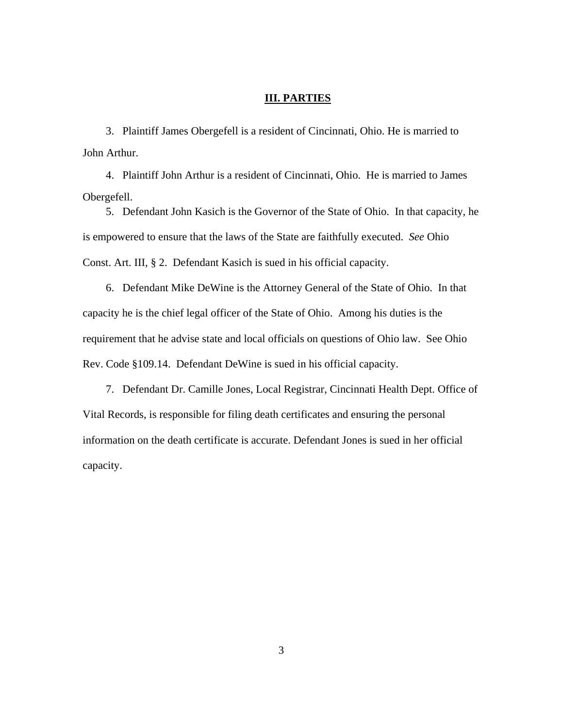## **III. PARTIES**

3. Plaintiff James Obergefell is a resident of Cincinnati, Ohio. He is married to John Arthur.

4. Plaintiff John Arthur is a resident of Cincinnati, Ohio. He is married to James Obergefell.

5. Defendant John Kasich is the Governor of the State of Ohio. In that capacity, he is empowered to ensure that the laws of the State are faithfully executed. *See* Ohio Const. Art. III, § 2. Defendant Kasich is sued in his official capacity.

6. Defendant Mike DeWine is the Attorney General of the State of Ohio. In that capacity he is the chief legal officer of the State of Ohio. Among his duties is the requirement that he advise state and local officials on questions of Ohio law. See Ohio Rev. Code §109.14. Defendant DeWine is sued in his official capacity.

7. Defendant Dr. Camille Jones, Local Registrar, Cincinnati Health Dept. Office of Vital Records, is responsible for filing death certificates and ensuring the personal information on the death certificate is accurate. Defendant Jones is sued in her official capacity.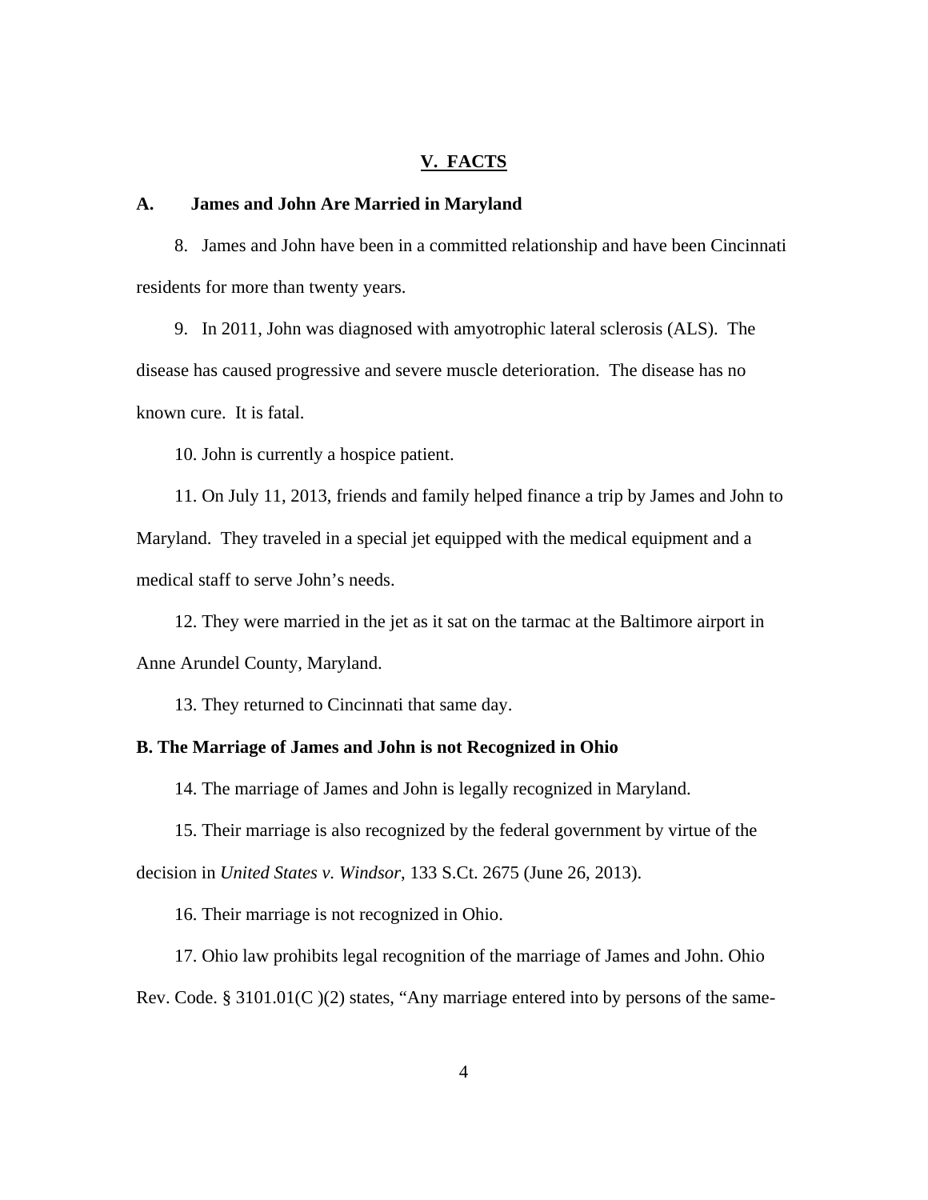## V. FACTS

### A. James and John Are Married in Maryland

8. James and John have been in a committed relationship and have been Cincinnati residents for more than twenty years.

9. In 2011, John was diagnosed with amyotrophic lateral sclerosis (ALS). The disease has caused progressive and severe muscle deterioration. The disease has no known cure. It is fatal.

10. John is currently a hospice patient.

11. On July 11, 2013, friends and family helped finance a trip by James and John to Maryland. They traveled in a special jet equipped with the medical equipment and a medical staff to serve John's needs.

12. They were married in the jet as it sat on the tarmac at the Baltimore airport in Anne Arundel County, Maryland.

13. They returned to Cincinnati that same day.

### B. The Marriage of James and John is not Recognized in Ohio

14. The marriage of James and John is legally recognized in Maryland.

15. Their marriage is also recognized by the federal government by virtue of the decision in *United States v. Windsor*, 133 S.Ct. 2675 (June 26, 2013).

16. Their marriage is not recognized in Ohio.

17. Ohio law prohibits legal recognition of the marriage of James and John. Ohio Rev. Code. § 3101.01(C )(2) states, "Any marriage entered into by persons of the same-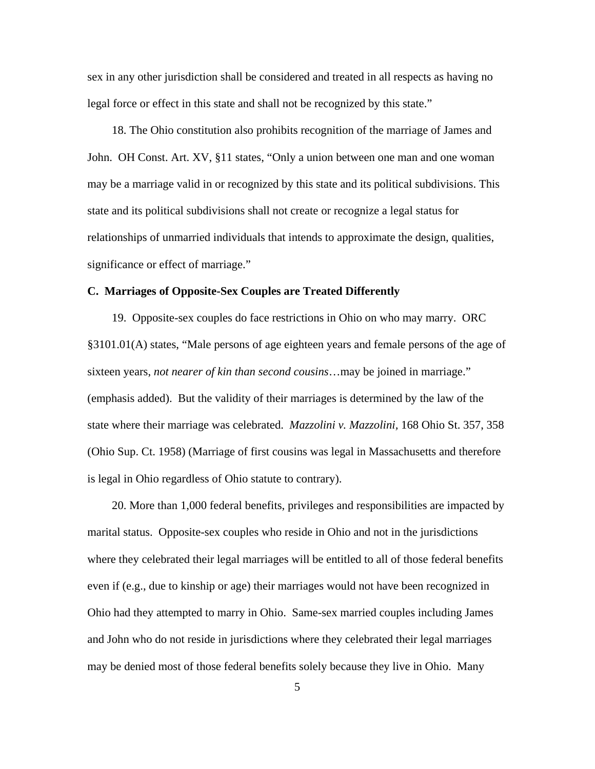sex in any other jurisdiction shall be considered and treated in all respects as having no legal force or effect in this state and shall not be recognized by this state."

18. The Ohio constitution also prohibits recognition of the marriage of James and John. OH Const. Art. XV, §11 states, "Only a union between one man and one woman may be a marriage valid in or recognized by this state and its political subdivisions. This state and its political subdivisions shall not create or recognize a legal status for relationships of unmarried individuals that intends to approximate the design, qualities, significance or effect of marriage."

**C. Marriages of Opposite-Sex Couples are Treated Differently**

19. Opposite-sex couples do face restrictions in Ohio on who may marry. ORC §3101.01(A) states, "Male persons of age eighteen years and female persons of the age of sixteen years, *not nearer of kin than second cousins*…may be joined in marriage." (emphasis added). But the validity of their marriages is determined by the law of the state where their marriage was celebrated. *Mazzolini v. Mazzolini*, 168 Ohio St. 357, 358 (Ohio Sup. Ct. 1958) (Marriage of first cousins was legal in Massachusetts and therefore is legal in Ohio regardless of Ohio statute to contrary).

20. More than 1,000 federal benefits, privileges and responsibilities are impacted by marital status. Opposite-sex couples who reside in Ohio and not in the jurisdictions where they celebrated their legal marriages will be entitled to all of those federal benefits even if (e.g., due to kinship or age) their marriages would not have been recognized in Ohio had they attempted to marry in Ohio. Same-sex married couples including James and John who do not reside in jurisdictions where they celebrated their legal marriages may be denied most of those federal benefits solely because they live in Ohio. Many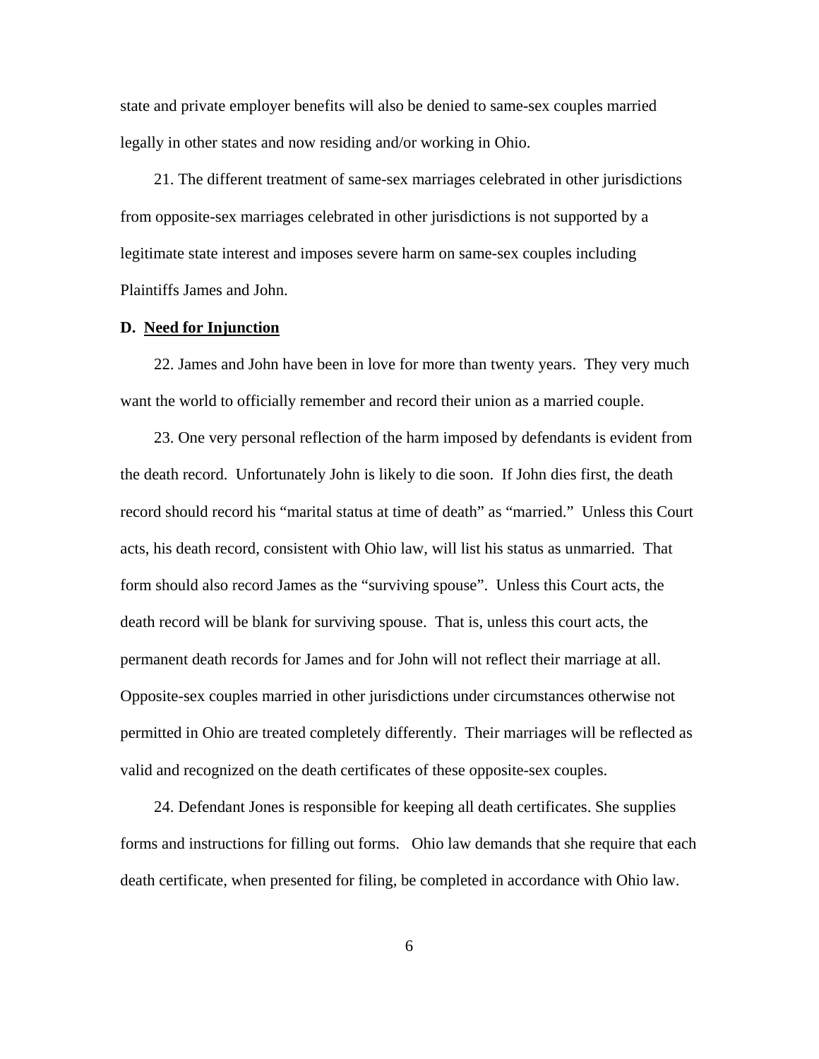state and private employer benefits will also be denied to same-sex couples married legally in other states and now residing and/or working in Ohio.

21. The different treatment of same-sex marriages celebrated in other jurisdictions from opposite-sex marriages celebrated in other jurisdictions is not supported by a legitimate state interest and imposes severe harm on same-sex couples including Plaintiffs James and John.

**D. Need for Injunction**

22. James and John have been in love for more than twenty years. They very much want the world to officially remember and record their union as a married couple.

23. One very personal reflection of the harm imposed by defendants is evident from the death record. Unfortunately John is likely to die soon. If John dies first, the death record should record his "marital status at time of death" as "married." Unless this Court acts, his death record, consistent with Ohio law, will list his status as unmarried. That form should also record James as the "surviving spouse". Unless this Court acts, the death record will be blank for surviving spouse. That is, unless this court acts, the permanent death records for James and for John will not reflect their marriage at all. Opposite-sex couples married in other jurisdictions under circumstances otherwise not permitted in Ohio are treated completely differently. Their marriages will be reflected as valid and recognized on the death certificates of these opposite-sex couples.

24. Defendant Jones is responsible for keeping all death certificates. She supplies forms and instructions for filling out forms. Ohio law demands that she require that each death certificate, when presented for filing, be completed in accordance with Ohio law.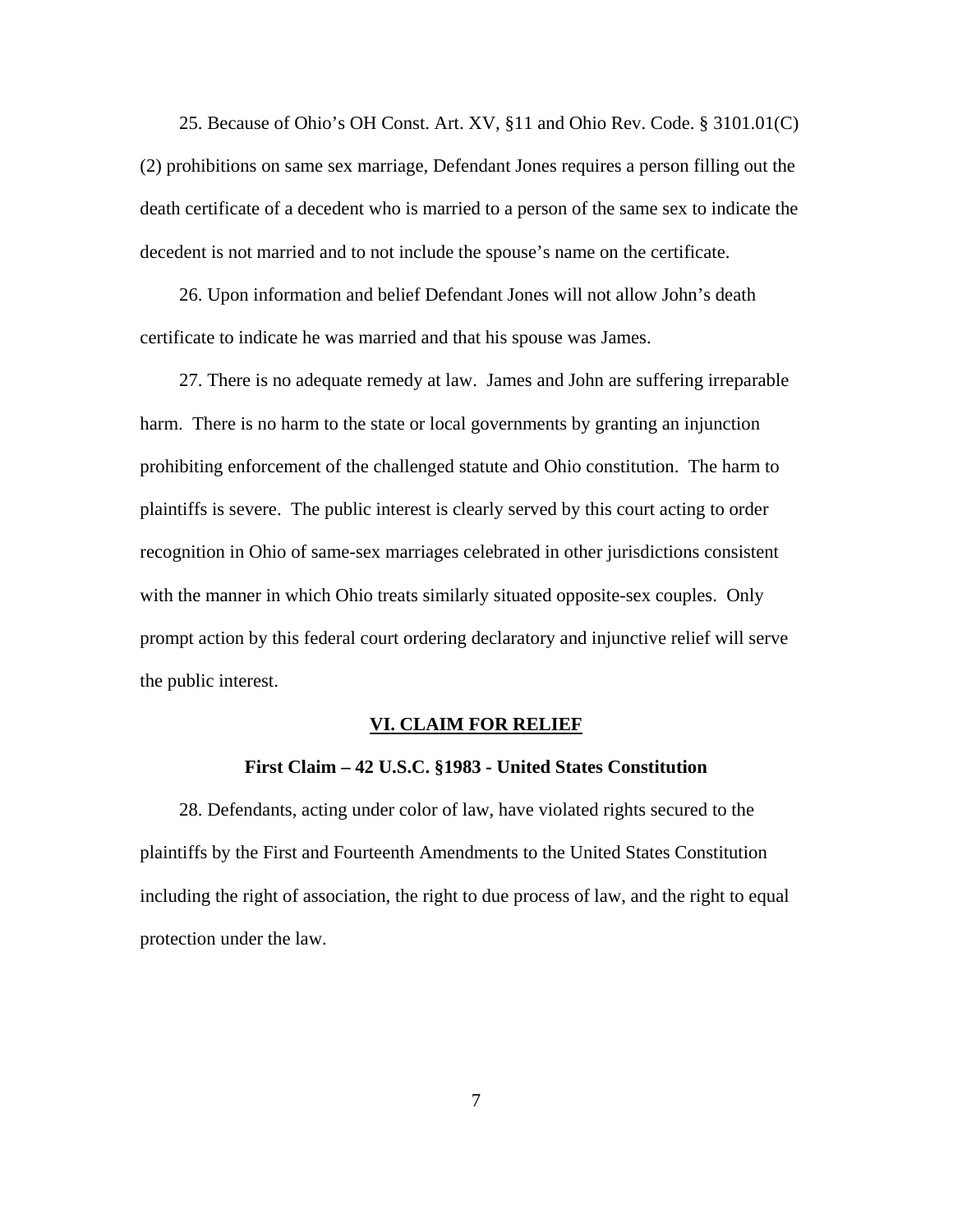25. Because of Ohio's OH Const. Art. XV, §11 and Ohio Rev. Code. § 3101.01(C)(2) prohibitions on same sex marriage, Defendant Jones requires a person filling out the death certificate of a decedent who is married to a person of the same sex to indicate the decedent is not married and to not include the spouse's name on the certificate.

26. Upon information and belief Defendant Jones will not allow John's death certificate to indicate he was married and that his spouse was James.

27. There is no adequate remedy at law. James and John are suffering irreparable harm. There is no harm to the state or local governments by granting an injunction prohibiting enforcement of the challenged statute and Ohio constitution. The harm to plaintiffs is severe. The public interest is clearly served by this court acting to order recognition in Ohio of same-sex marriages celebrated in other jurisdictions consistent with the manner in which Ohio treats similarly situated opposite-sex couples. Only prompt action by this federal court ordering declaratory and injunctive relief will serve the public interest.

## VI. CLAIM FOR RELIEF

### First Claim – 42 U.S.C. §1983 - United States Constitution

28. Defendants, acting under color of law, have violated rights secured to the plaintiffs by the First and Fourteenth Amendments to the United States Constitution including the right of association, the right to due process of law, and the right to equal protection under the law.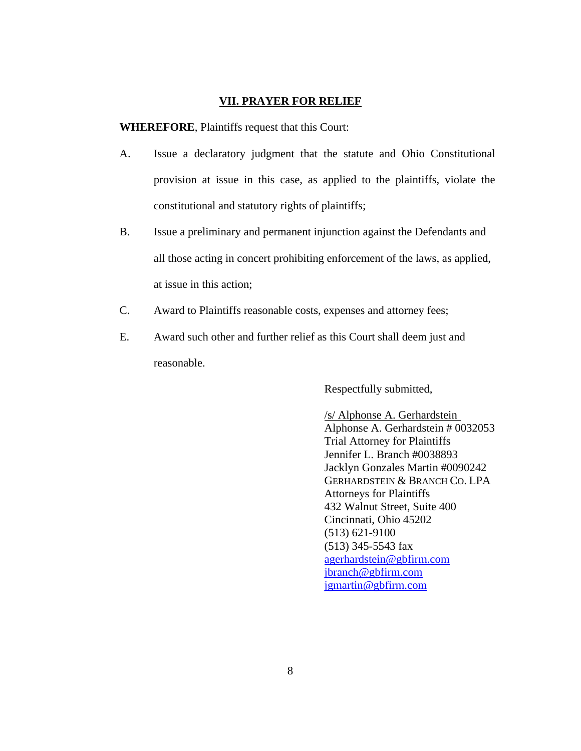## VII. PRAYER FOR RELIEF

**WHEREFORE**, Plaintiffs request that this Court:

A. Issue a declaratory judgment that the statute and Ohio Constitutional provision at issue in this case, as applied to the plaintiffs, violate the constitutional and statutory rights of plaintiffs;

B. Issue a preliminary and permanent injunction against the Defendants and all those acting in concert prohibiting enforcement of the laws, as applied, at issue in this action;

C. Award to Plaintiffs reasonable costs, expenses and attorney fees;

E. Award such other and further relief as this Court shall deem just and reasonable.

Respectfully submitted,

/s/ Alphonse A. Gerhardstein
Alphonse A. Gerhardstein # 0032053
Trial Attorney for Plaintiffs
Jennifer L. Branch #0038893
Jacklyn Gonzales Martin #0090242
GERHARDSTEIN & BRANCH CO. LPA
Attorneys for Plaintiffs
432 Walnut Street, Suite 400
Cincinnati, Ohio 45202
(513) 621-9100
(513) 345-5543 fax
agerhardstein@gbfirm.com
jbranch@gbfirm.com
jgmartin@gbfirm.com